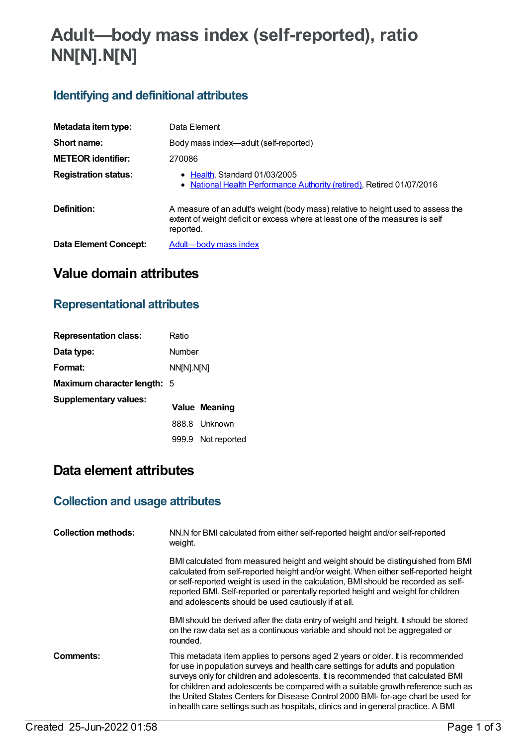# Adult—body mass index (self-reported), ratio NN[N].N[N]

## Identifying and definitional attributes

| | |
|---|---|
| **Metadata item type:** | Data Element |
| **Short name:** | Body mass index—adult (self-reported) |
| **METEOR identifier:** | 270086 |
| **Registration status:** | • Health, Standard 01/03/2005<br>• National Health Performance Authority (retired), Retired 01/07/2016 |
| **Definition:** | A measure of an adult's weight (body mass) relative to height used to assess the extent of weight deficit or excess where at least one of the measures is self reported. |
| **Data Element Concept:** | Adult—body mass index |

# Value domain attributes

## Representational attributes

| | |
|---|---|
| **Representation class:** | Ratio |
| **Data type:** | Number |
| **Format:** | NN[N].N[N] |
| **Maximum character length:** | 5 |

**Supplementary values:**

| Value | Meaning |
|---|---|
| 888.8 | Unknown |
| 999.9 | Not reported |

# Data element attributes

## Collection and usage attributes

**Collection methods:**

NN.N for BMI calculated from either self-reported height and/or self-reported weight.

BMI calculated from measured height and weight should be distinguished from BMI calculated from self-reported height and/or weight. When either self-reported height or self-reported weight is used in the calculation, BMI should be recorded as self-reported BMI. Self-reported or parentally reported height and weight for children and adolescents should be used cautiously if at all.

BMI should be derived after the data entry of weight and height. It should be stored on the raw data set as a continuous variable and should not be aggregated or rounded.

**Comments:**

This metadata item applies to persons aged 2 years or older. It is recommended for use in population surveys and health care settings for adults and population surveys only for children and adolescents. It is recommended that calculated BMI for children and adolescents be compared with a suitable growth reference such as the United States Centers for Disease Control 2000 BMI- for-age chart be used for in health care settings such as hospitals, clinics and in general practice. A BMI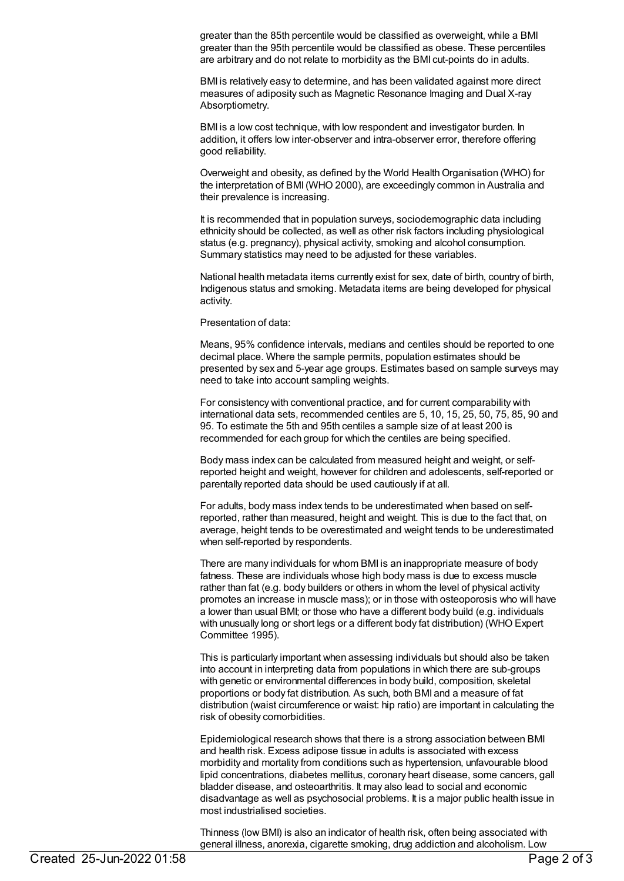greater than the 85th percentile would be classified as overweight, while a BMI greater than the 95th percentile would be classified as obese. These percentiles are arbitrary and do not relate to morbidity as the BMI cut-points do in adults.

BMI is relatively easy to determine, and has been validated against more direct measures of adiposity such as Magnetic Resonance Imaging and Dual X-ray Absorptiometry.

BMI is a low cost technique, with low respondent and investigator burden. In addition, it offers low inter-observer and intra-observer error, therefore offering good reliability.

Overweight and obesity, as defined by the World Health Organisation (WHO) for the interpretation of BMI (WHO 2000), are exceedingly common in Australia and their prevalence is increasing.

It is recommended that in population surveys, sociodemographic data including ethnicity should be collected, as well as other risk factors including physiological status (e.g. pregnancy), physical activity, smoking and alcohol consumption. Summary statistics may need to be adjusted for these variables.

National health metadata items currently exist for sex, date of birth, country of birth, Indigenous status and smoking. Metadata items are being developed for physical activity.

Presentation of data:

Means, 95% confidence intervals, medians and centiles should be reported to one decimal place. Where the sample permits, population estimates should be presented by sex and 5-year age groups. Estimates based on sample surveys may need to take into account sampling weights.

For consistency with conventional practice, and for current comparability with international data sets, recommended centiles are 5, 10, 15, 25, 50, 75, 85, 90 and 95. To estimate the 5th and 95th centiles a sample size of at least 200 is recommended for each group for which the centiles are being specified.

Body mass index can be calculated from measured height and weight, or self-reported height and weight, however for children and adolescents, self-reported or parentally reported data should be used cautiously if at all.

For adults, body mass index tends to be underestimated when based on self-reported, rather than measured, height and weight. This is due to the fact that, on average, height tends to be overestimated and weight tends to be underestimated when self-reported by respondents.

There are many individuals for whom BMI is an inappropriate measure of body fatness. These are individuals whose high body mass is due to excess muscle rather than fat (e.g. body builders or others in whom the level of physical activity promotes an increase in muscle mass); or in those with osteoporosis who will have a lower than usual BMI; or those who have a different body build (e.g. individuals with unusually long or short legs or a different body fat distribution) (WHO Expert Committee 1995).

This is particularly important when assessing individuals but should also be taken into account in interpreting data from populations in which there are sub-groups with genetic or environmental differences in body build, composition, skeletal proportions or body fat distribution. As such, both BMI and a measure of fat distribution (waist circumference or waist: hip ratio) are important in calculating the risk of obesity comorbidities.

Epidemiological research shows that there is a strong association between BMI and health risk. Excess adipose tissue in adults is associated with excess morbidity and mortality from conditions such as hypertension, unfavourable blood lipid concentrations, diabetes mellitus, coronary heart disease, some cancers, gall bladder disease, and osteoarthritis. It may also lead to social and economic disadvantage as well as psychosocial problems. It is a major public health issue in most industrialised societies.

Thinness (low BMI) is also an indicator of health risk, often being associated with general illness, anorexia, cigarette smoking, drug addiction and alcoholism. Low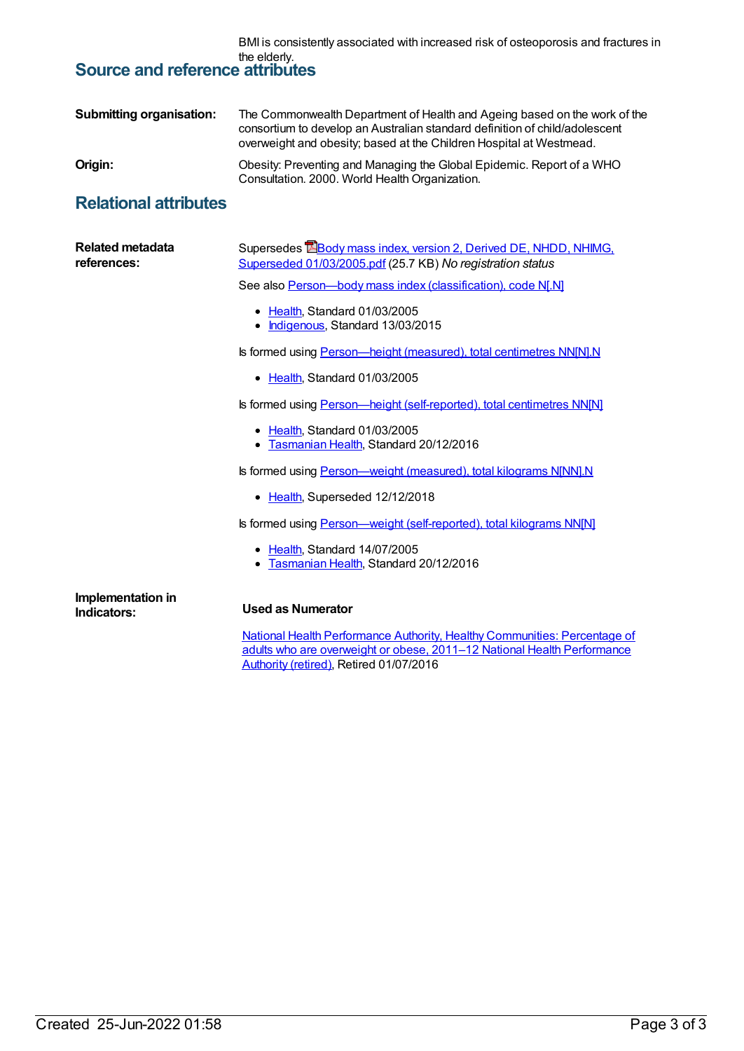BMI is consistently associated with increased risk of osteoporosis and fractures in the elderly.

## Source and reference attributes

**Submitting organisation:** The Commonwealth Department of Health and Ageing based on the work of the consortium to develop an Australian standard definition of child/adolescent overweight and obesity; based at the Children Hospital at Westmead.

**Origin:** Obesity: Preventing and Managing the Global Epidemic. Report of a WHO Consultation. 2000. World Health Organization.

## Relational attributes

**Related metadata references:**

Supersedes Body mass index, version 2, Derived DE, NHDD, NHIMG, Superseded 01/03/2005.pdf (25.7 KB) *No registration status*

See also Person—body mass index (classification), code N[.N]

- Health, Standard 01/03/2005
- Indigenous, Standard 13/03/2015

Is formed using Person—height (measured), total centimetres NN[N].N

- Health, Standard 01/03/2005

Is formed using Person—height (self-reported), total centimetres NN[N]

- Health, Standard 01/03/2005
- Tasmanian Health, Standard 20/12/2016

Is formed using Person—weight (measured), total kilograms N[NN].N

- Health, Superseded 12/12/2018

Is formed using Person—weight (self-reported), total kilograms NN[N]

- Health, Standard 14/07/2005
- Tasmanian Health, Standard 20/12/2016

**Implementation in Indicators:**

**Used as Numerator**

National Health Performance Authority, Healthy Communities: Percentage of adults who are overweight or obese, 2011–12 National Health Performance Authority (retired), Retired 01/07/2016